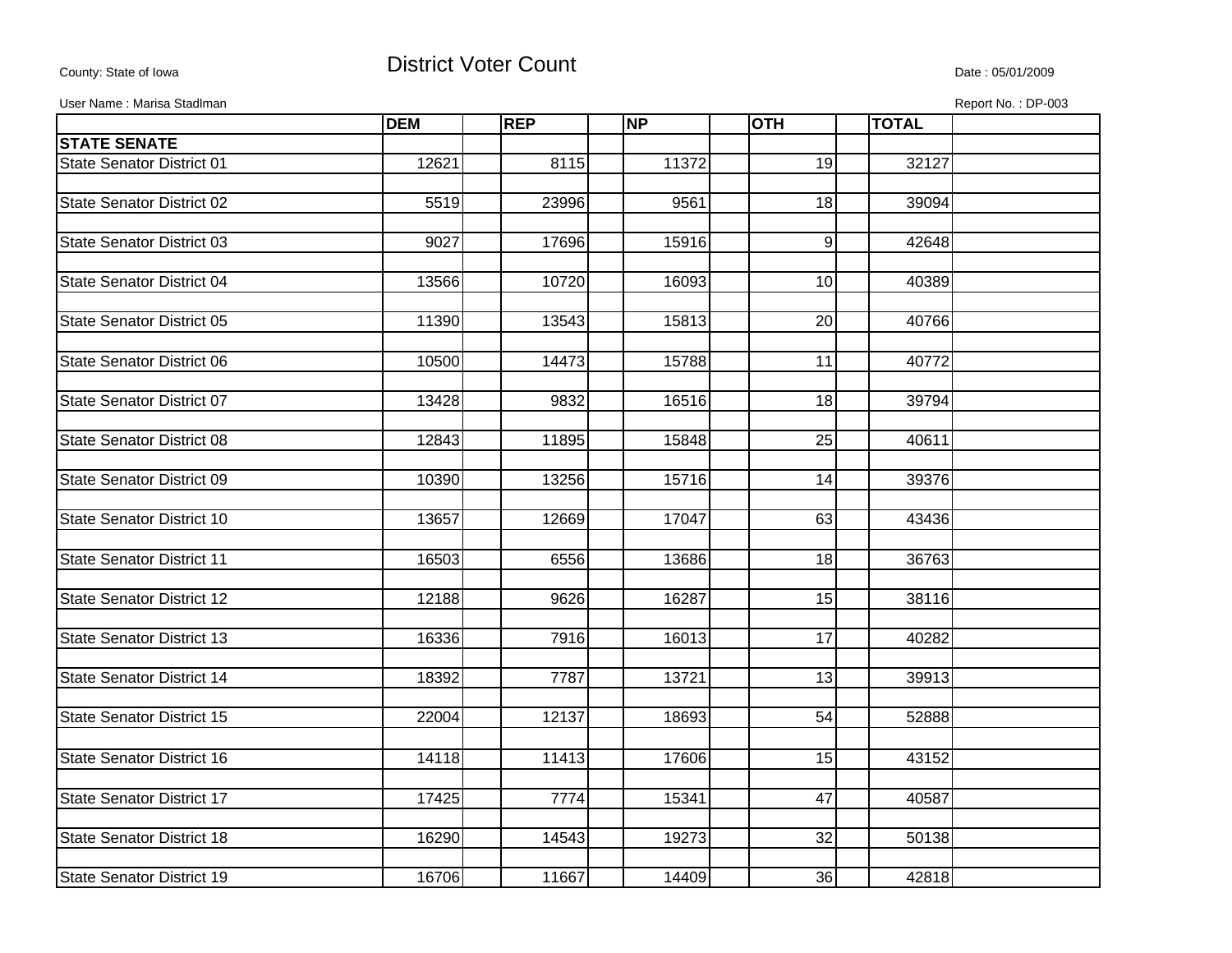County: State of Iowa

# District Voter Count

Date : 05/01/2009

User Name : Marisa Stadlman

Report No. : DP-003

| | DEM | REP | NP | OTH | TOTAL |
|---|---|---|---|---|---|
| **STATE SENATE** | | | | | |
| State Senator District 01 | 12621 | 8115 | 11372 | 19 | 32127 |
| State Senator District 02 | 5519 | 23996 | 9561 | 18 | 39094 |
| State Senator District 03 | 9027 | 17696 | 15916 | 9 | 42648 |
| State Senator District 04 | 13566 | 10720 | 16093 | 10 | 40389 |
| State Senator District 05 | 11390 | 13543 | 15813 | 20 | 40766 |
| State Senator District 06 | 10500 | 14473 | 15788 | 11 | 40772 |
| State Senator District 07 | 13428 | 9832 | 16516 | 18 | 39794 |
| State Senator District 08 | 12843 | 11895 | 15848 | 25 | 40611 |
| State Senator District 09 | 10390 | 13256 | 15716 | 14 | 39376 |
| State Senator District 10 | 13657 | 12669 | 17047 | 63 | 43436 |
| State Senator District 11 | 16503 | 6556 | 13686 | 18 | 36763 |
| State Senator District 12 | 12188 | 9626 | 16287 | 15 | 38116 |
| State Senator District 13 | 16336 | 7916 | 16013 | 17 | 40282 |
| State Senator District 14 | 18392 | 7787 | 13721 | 13 | 39913 |
| State Senator District 15 | 22004 | 12137 | 18693 | 54 | 52888 |
| State Senator District 16 | 14118 | 11413 | 17606 | 15 | 43152 |
| State Senator District 17 | 17425 | 7774 | 15341 | 47 | 40587 |
| State Senator District 18 | 16290 | 14543 | 19273 | 32 | 50138 |
| State Senator District 19 | 16706 | 11667 | 14409 | 36 | 42818 |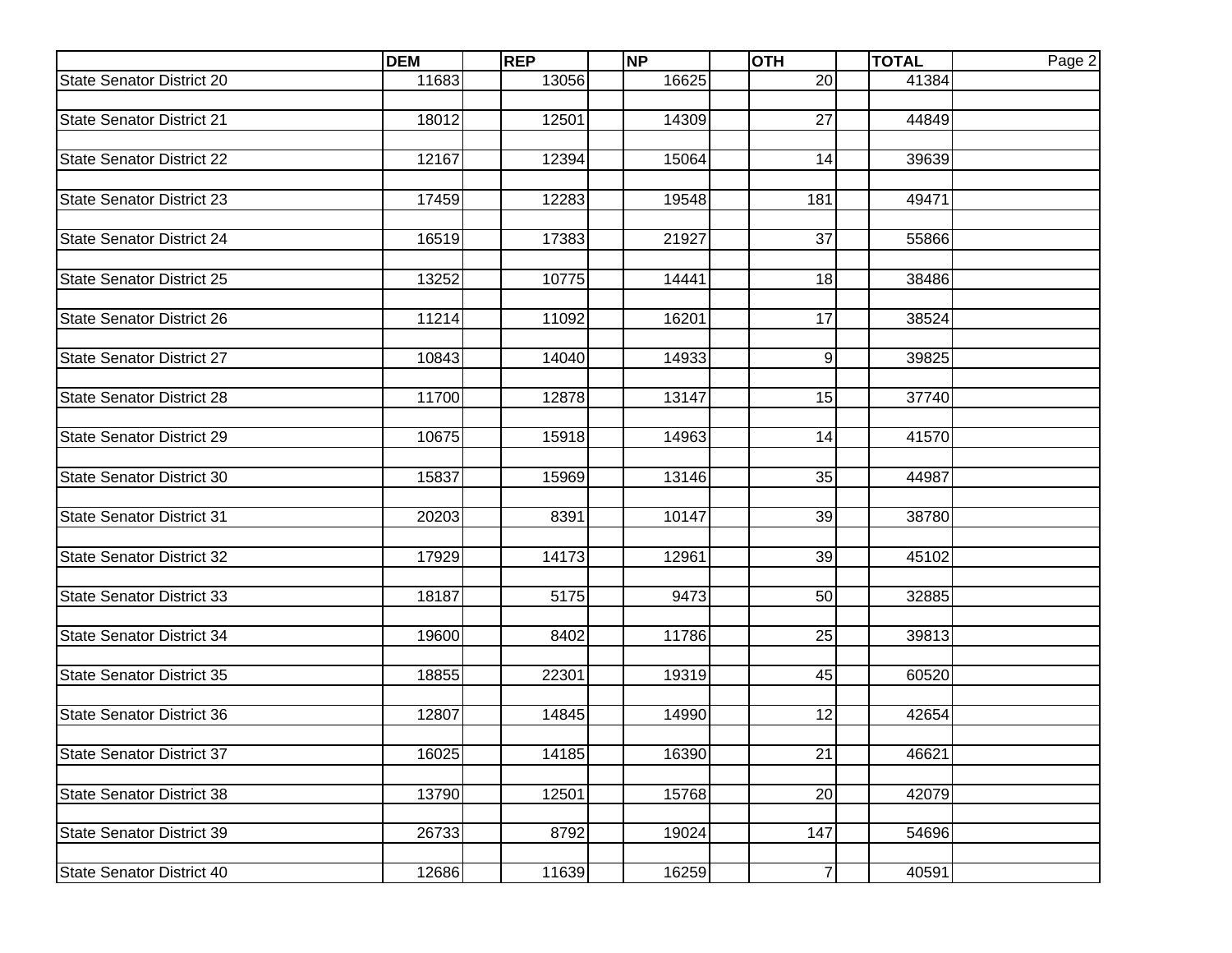| | DEM | REP | NP | OTH | TOTAL |
|---|---|---|---|---|---|
| State Senator District 20 | 11683 | 13056 | 16625 | 20 | 41384 |
| State Senator District 21 | 18012 | 12501 | 14309 | 27 | 44849 |
| State Senator District 22 | 12167 | 12394 | 15064 | 14 | 39639 |
| State Senator District 23 | 17459 | 12283 | 19548 | 181 | 49471 |
| State Senator District 24 | 16519 | 17383 | 21927 | 37 | 55866 |
| State Senator District 25 | 13252 | 10775 | 14441 | 18 | 38486 |
| State Senator District 26 | 11214 | 11092 | 16201 | 17 | 38524 |
| State Senator District 27 | 10843 | 14040 | 14933 | 9 | 39825 |
| State Senator District 28 | 11700 | 12878 | 13147 | 15 | 37740 |
| State Senator District 29 | 10675 | 15918 | 14963 | 14 | 41570 |
| State Senator District 30 | 15837 | 15969 | 13146 | 35 | 44987 |
| State Senator District 31 | 20203 | 8391 | 10147 | 39 | 38780 |
| State Senator District 32 | 17929 | 14173 | 12961 | 39 | 45102 |
| State Senator District 33 | 18187 | 5175 | 9473 | 50 | 32885 |
| State Senator District 34 | 19600 | 8402 | 11786 | 25 | 39813 |
| State Senator District 35 | 18855 | 22301 | 19319 | 45 | 60520 |
| State Senator District 36 | 12807 | 14845 | 14990 | 12 | 42654 |
| State Senator District 37 | 16025 | 14185 | 16390 | 21 | 46621 |
| State Senator District 38 | 13790 | 12501 | 15768 | 20 | 42079 |
| State Senator District 39 | 26733 | 8792 | 19024 | 147 | 54696 |
| State Senator District 40 | 12686 | 11639 | 16259 | 7 | 40591 |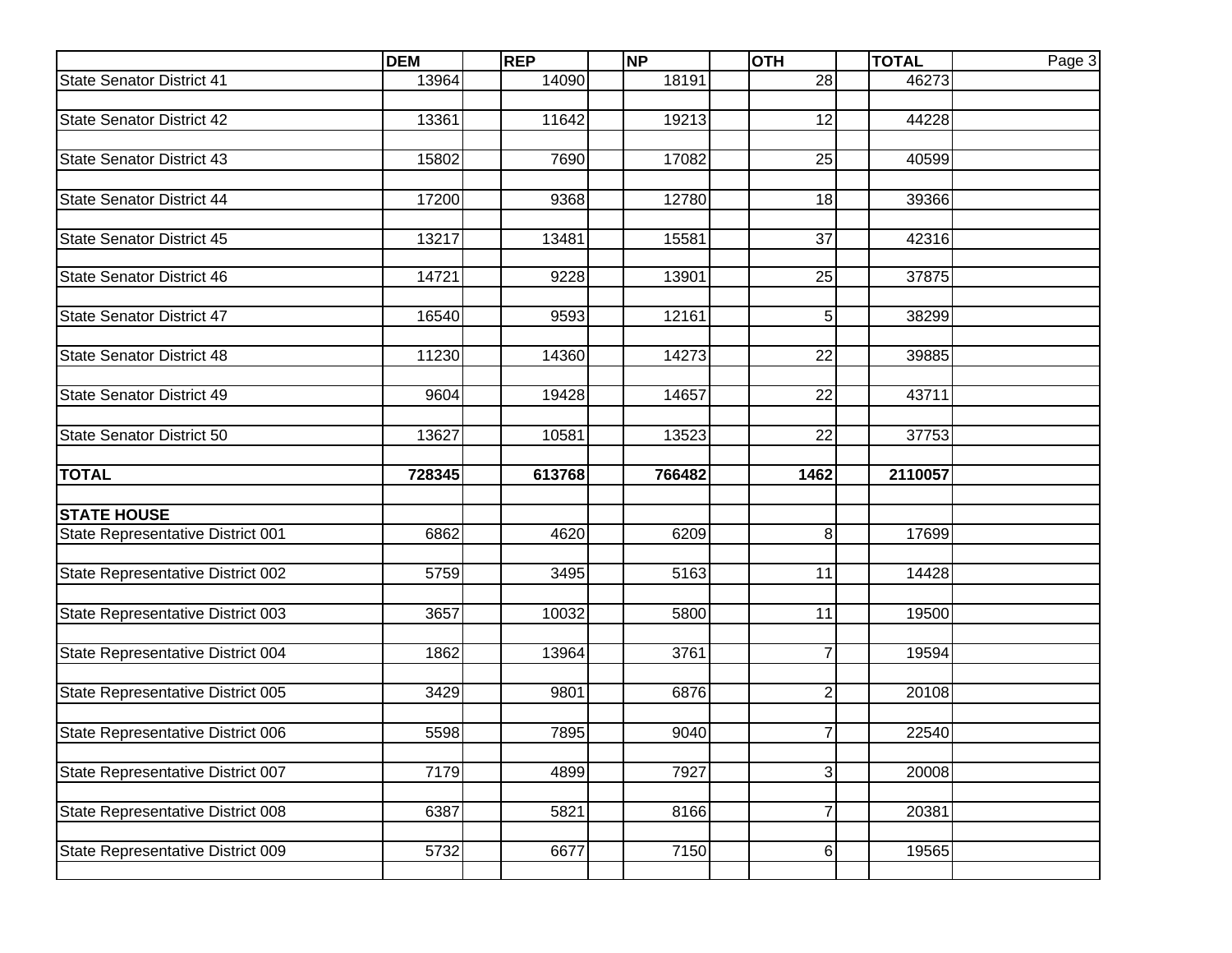| | DEM | REP | NP | OTH | TOTAL |
|---|---|---|---|---|---|
| State Senator District 41 | 13964 | 14090 | 18191 | 28 | 46273 |
| State Senator District 42 | 13361 | 11642 | 19213 | 12 | 44228 |
| State Senator District 43 | 15802 | 7690 | 17082 | 25 | 40599 |
| State Senator District 44 | 17200 | 9368 | 12780 | 18 | 39366 |
| State Senator District 45 | 13217 | 13481 | 15581 | 37 | 42316 |
| State Senator District 46 | 14721 | 9228 | 13901 | 25 | 37875 |
| State Senator District 47 | 16540 | 9593 | 12161 | 5 | 38299 |
| State Senator District 48 | 11230 | 14360 | 14273 | 22 | 39885 |
| State Senator District 49 | 9604 | 19428 | 14657 | 22 | 43711 |
| State Senator District 50 | 13627 | 10581 | 13523 | 22 | 37753 |
| **TOTAL** | **728345** | **613768** | **766482** | **1462** | **2110057** |
| **STATE HOUSE** | | | | | |
| State Representative District 001 | 6862 | 4620 | 6209 | 8 | 17699 |
| State Representative District 002 | 5759 | 3495 | 5163 | 11 | 14428 |
| State Representative District 003 | 3657 | 10032 | 5800 | 11 | 19500 |
| State Representative District 004 | 1862 | 13964 | 3761 | 7 | 19594 |
| State Representative District 005 | 3429 | 9801 | 6876 | 2 | 20108 |
| State Representative District 006 | 5598 | 7895 | 9040 | 7 | 22540 |
| State Representative District 007 | 7179 | 4899 | 7927 | 3 | 20008 |
| State Representative District 008 | 6387 | 5821 | 8166 | 7 | 20381 |
| State Representative District 009 | 5732 | 6677 | 7150 | 6 | 19565 |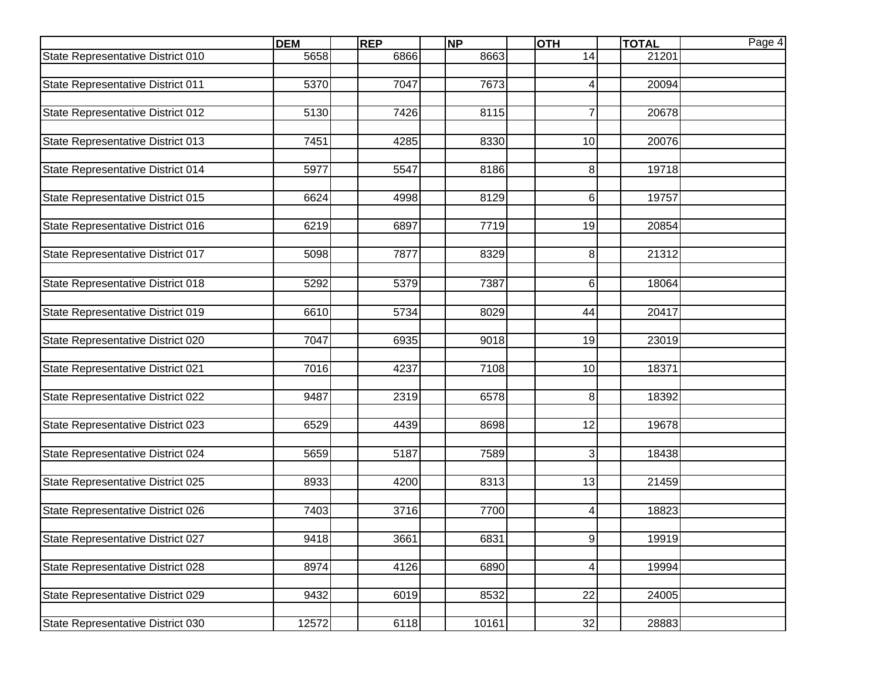| | DEM | REP | NP | OTH | TOTAL |
|---|---|---|---|---|---|
| State Representative District 010 | 5658 | 6866 | 8663 | 14 | 21201 |
| State Representative District 011 | 5370 | 7047 | 7673 | 4 | 20094 |
| State Representative District 012 | 5130 | 7426 | 8115 | 7 | 20678 |
| State Representative District 013 | 7451 | 4285 | 8330 | 10 | 20076 |
| State Representative District 014 | 5977 | 5547 | 8186 | 8 | 19718 |
| State Representative District 015 | 6624 | 4998 | 8129 | 6 | 19757 |
| State Representative District 016 | 6219 | 6897 | 7719 | 19 | 20854 |
| State Representative District 017 | 5098 | 7877 | 8329 | 8 | 21312 |
| State Representative District 018 | 5292 | 5379 | 7387 | 6 | 18064 |
| State Representative District 019 | 6610 | 5734 | 8029 | 44 | 20417 |
| State Representative District 020 | 7047 | 6935 | 9018 | 19 | 23019 |
| State Representative District 021 | 7016 | 4237 | 7108 | 10 | 18371 |
| State Representative District 022 | 9487 | 2319 | 6578 | 8 | 18392 |
| State Representative District 023 | 6529 | 4439 | 8698 | 12 | 19678 |
| State Representative District 024 | 5659 | 5187 | 7589 | 3 | 18438 |
| State Representative District 025 | 8933 | 4200 | 8313 | 13 | 21459 |
| State Representative District 026 | 7403 | 3716 | 7700 | 4 | 18823 |
| State Representative District 027 | 9418 | 3661 | 6831 | 9 | 19919 |
| State Representative District 028 | 8974 | 4126 | 6890 | 4 | 19994 |
| State Representative District 029 | 9432 | 6019 | 8532 | 22 | 24005 |
| State Representative District 030 | 12572 | 6118 | 10161 | 32 | 28883 |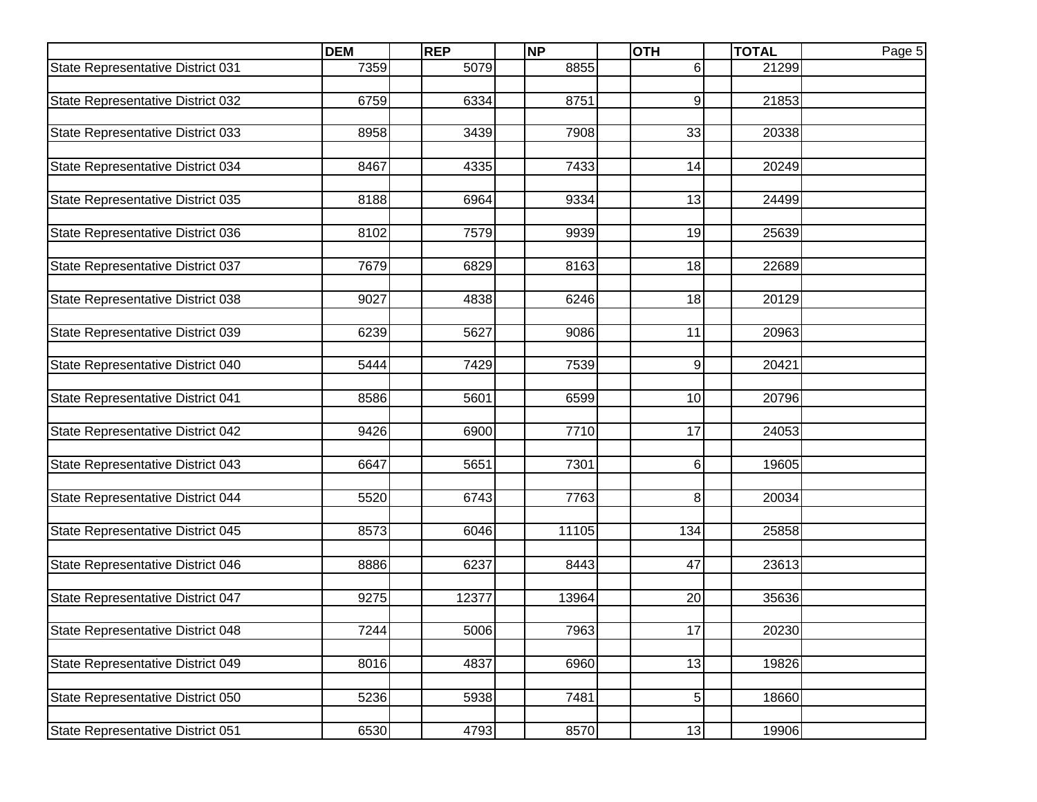| | DEM | REP | NP | OTH | TOTAL |
|---|---|---|---|---|---|
| State Representative District 031 | 7359 | 5079 | 8855 | 6 | 21299 |
| State Representative District 032 | 6759 | 6334 | 8751 | 9 | 21853 |
| State Representative District 033 | 8958 | 3439 | 7908 | 33 | 20338 |
| State Representative District 034 | 8467 | 4335 | 7433 | 14 | 20249 |
| State Representative District 035 | 8188 | 6964 | 9334 | 13 | 24499 |
| State Representative District 036 | 8102 | 7579 | 9939 | 19 | 25639 |
| State Representative District 037 | 7679 | 6829 | 8163 | 18 | 22689 |
| State Representative District 038 | 9027 | 4838 | 6246 | 18 | 20129 |
| State Representative District 039 | 6239 | 5627 | 9086 | 11 | 20963 |
| State Representative District 040 | 5444 | 7429 | 7539 | 9 | 20421 |
| State Representative District 041 | 8586 | 5601 | 6599 | 10 | 20796 |
| State Representative District 042 | 9426 | 6900 | 7710 | 17 | 24053 |
| State Representative District 043 | 6647 | 5651 | 7301 | 6 | 19605 |
| State Representative District 044 | 5520 | 6743 | 7763 | 8 | 20034 |
| State Representative District 045 | 8573 | 6046 | 11105 | 134 | 25858 |
| State Representative District 046 | 8886 | 6237 | 8443 | 47 | 23613 |
| State Representative District 047 | 9275 | 12377 | 13964 | 20 | 35636 |
| State Representative District 048 | 7244 | 5006 | 7963 | 17 | 20230 |
| State Representative District 049 | 8016 | 4837 | 6960 | 13 | 19826 |
| State Representative District 050 | 5236 | 5938 | 7481 | 5 | 18660 |
| State Representative District 051 | 6530 | 4793 | 8570 | 13 | 19906 |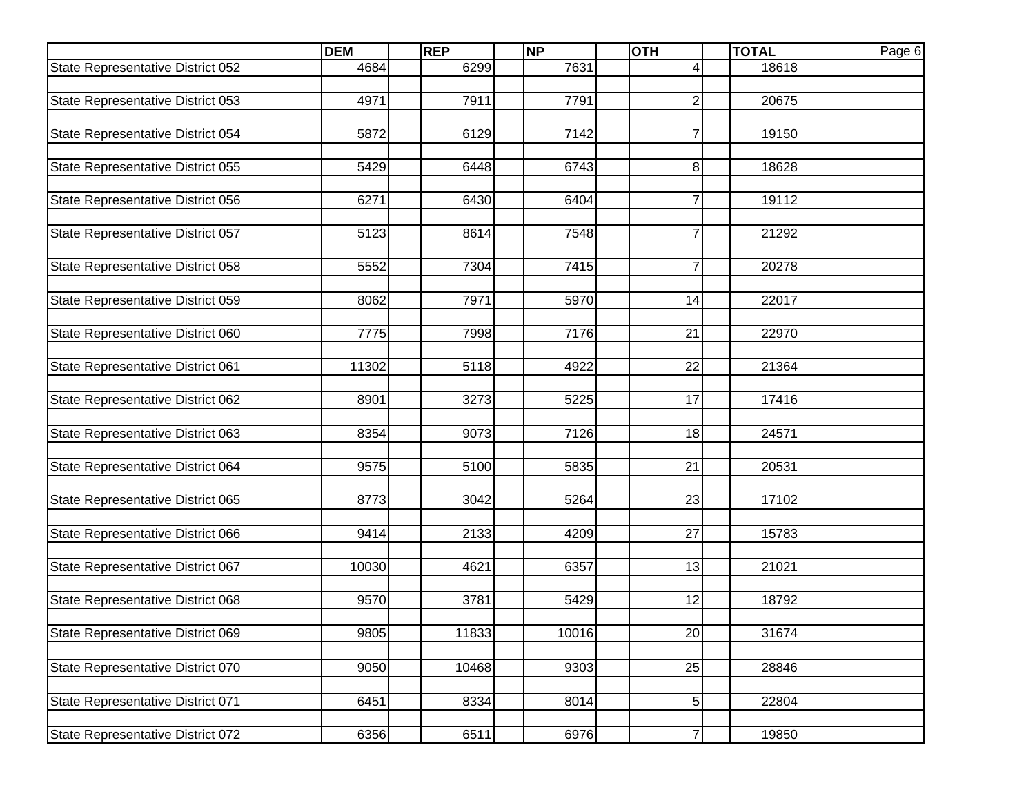|  | DEM | REP | NP | OTH | TOTAL |
|---|---|---|---|---|---|
| State Representative District 052 | 4684 | 6299 | 7631 | 4 | 18618 |
| State Representative District 053 | 4971 | 7911 | 7791 | 2 | 20675 |
| State Representative District 054 | 5872 | 6129 | 7142 | 7 | 19150 |
| State Representative District 055 | 5429 | 6448 | 6743 | 8 | 18628 |
| State Representative District 056 | 6271 | 6430 | 6404 | 7 | 19112 |
| State Representative District 057 | 5123 | 8614 | 7548 | 7 | 21292 |
| State Representative District 058 | 5552 | 7304 | 7415 | 7 | 20278 |
| State Representative District 059 | 8062 | 7971 | 5970 | 14 | 22017 |
| State Representative District 060 | 7775 | 7998 | 7176 | 21 | 22970 |
| State Representative District 061 | 11302 | 5118 | 4922 | 22 | 21364 |
| State Representative District 062 | 8901 | 3273 | 5225 | 17 | 17416 |
| State Representative District 063 | 8354 | 9073 | 7126 | 18 | 24571 |
| State Representative District 064 | 9575 | 5100 | 5835 | 21 | 20531 |
| State Representative District 065 | 8773 | 3042 | 5264 | 23 | 17102 |
| State Representative District 066 | 9414 | 2133 | 4209 | 27 | 15783 |
| State Representative District 067 | 10030 | 4621 | 6357 | 13 | 21021 |
| State Representative District 068 | 9570 | 3781 | 5429 | 12 | 18792 |
| State Representative District 069 | 9805 | 11833 | 10016 | 20 | 31674 |
| State Representative District 070 | 9050 | 10468 | 9303 | 25 | 28846 |
| State Representative District 071 | 6451 | 8334 | 8014 | 5 | 22804 |
| State Representative District 072 | 6356 | 6511 | 6976 | 7 | 19850 |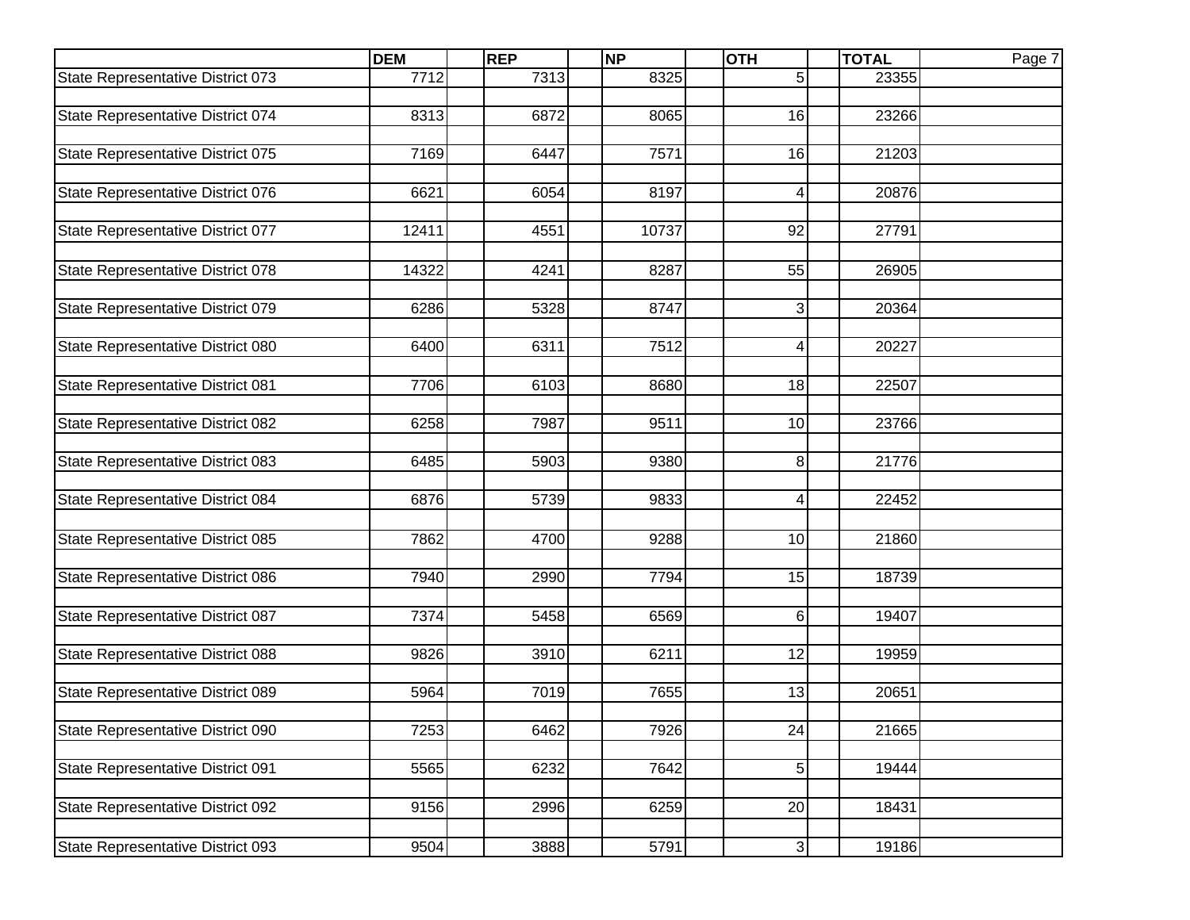| | DEM | REP | NP | OTH | TOTAL |
|---|---|---|---|---|---|
| State Representative District 073 | 7712 | 7313 | 8325 | 5 | 23355 |
| State Representative District 074 | 8313 | 6872 | 8065 | 16 | 23266 |
| State Representative District 075 | 7169 | 6447 | 7571 | 16 | 21203 |
| State Representative District 076 | 6621 | 6054 | 8197 | 4 | 20876 |
| State Representative District 077 | 12411 | 4551 | 10737 | 92 | 27791 |
| State Representative District 078 | 14322 | 4241 | 8287 | 55 | 26905 |
| State Representative District 079 | 6286 | 5328 | 8747 | 3 | 20364 |
| State Representative District 080 | 6400 | 6311 | 7512 | 4 | 20227 |
| State Representative District 081 | 7706 | 6103 | 8680 | 18 | 22507 |
| State Representative District 082 | 6258 | 7987 | 9511 | 10 | 23766 |
| State Representative District 083 | 6485 | 5903 | 9380 | 8 | 21776 |
| State Representative District 084 | 6876 | 5739 | 9833 | 4 | 22452 |
| State Representative District 085 | 7862 | 4700 | 9288 | 10 | 21860 |
| State Representative District 086 | 7940 | 2990 | 7794 | 15 | 18739 |
| State Representative District 087 | 7374 | 5458 | 6569 | 6 | 19407 |
| State Representative District 088 | 9826 | 3910 | 6211 | 12 | 19959 |
| State Representative District 089 | 5964 | 7019 | 7655 | 13 | 20651 |
| State Representative District 090 | 7253 | 6462 | 7926 | 24 | 21665 |
| State Representative District 091 | 5565 | 6232 | 7642 | 5 | 19444 |
| State Representative District 092 | 9156 | 2996 | 6259 | 20 | 18431 |
| State Representative District 093 | 9504 | 3888 | 5791 | 3 | 19186 |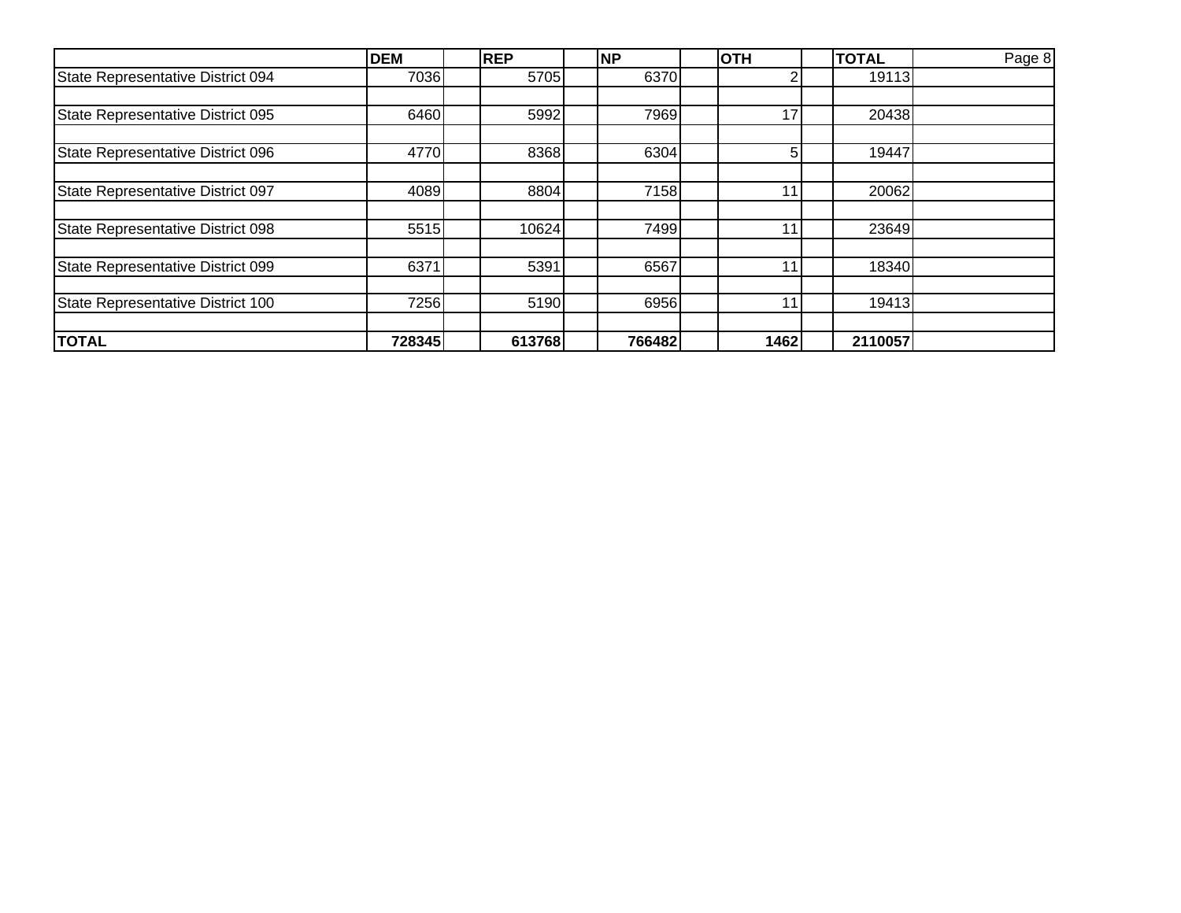| | DEM | | REP | | NP | | OTH | | TOTAL | |
|---|---|---|---|---|---|---|---|---|---|---|
| State Representative District 094 | 7036 | | 5705 | | 6370 | | 2 | | 19113 | |
| | | | | | | | | | | |
| State Representative District 095 | 6460 | | 5992 | | 7969 | | 17 | | 20438 | |
| | | | | | | | | | | |
| State Representative District 096 | 4770 | | 8368 | | 6304 | | 5 | | 19447 | |
| | | | | | | | | | | |
| State Representative District 097 | 4089 | | 8804 | | 7158 | | 11 | | 20062 | |
| | | | | | | | | | | |
| State Representative District 098 | 5515 | | 10624 | | 7499 | | 11 | | 23649 | |
| | | | | | | | | | | |
| State Representative District 099 | 6371 | | 5391 | | 6567 | | 11 | | 18340 | |
| | | | | | | | | | | |
| State Representative District 100 | 7256 | | 5190 | | 6956 | | 11 | | 19413 | |
| | | | | | | | | | | |
| **TOTAL** | **728345** | | **613768** | | **766482** | | **1462** | | **2110057** | |